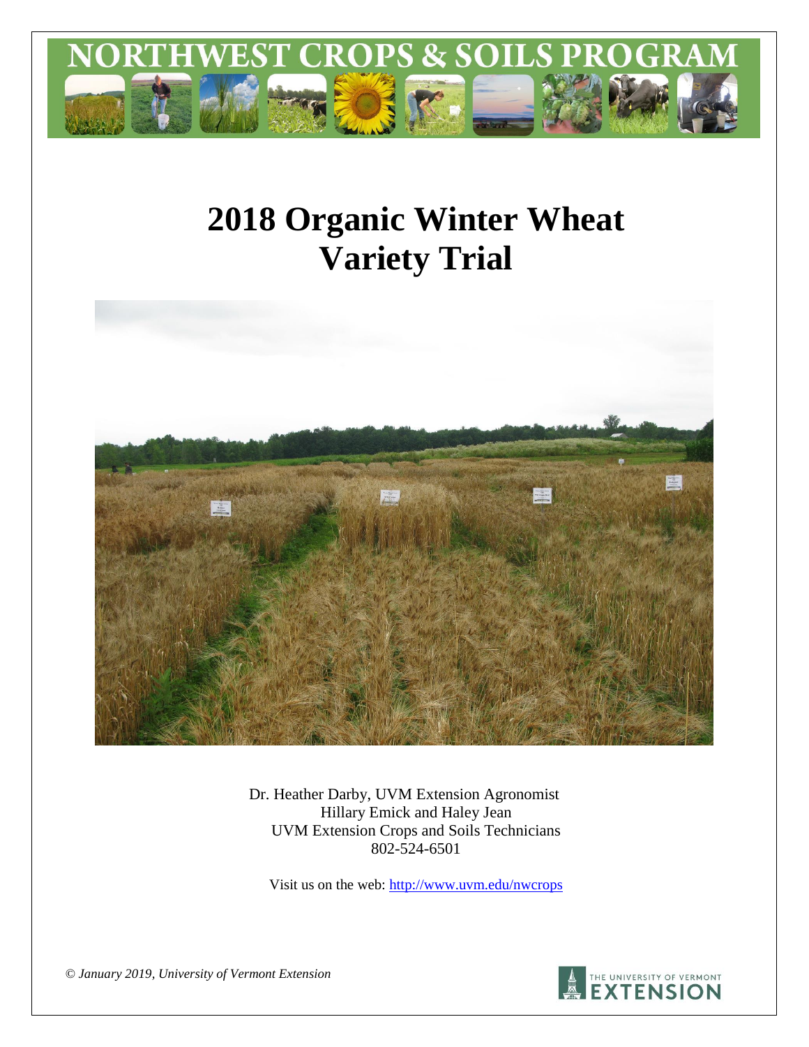# NORTHWEST CROPS & SOILS PROGRAM

# 2018 Organic Winter Wheat Variety Trial

Dr. Heather Darby, UVM Extension Agronomist
Hillary Emick and Haley Jean
UVM Extension Crops and Soils Technicians
802-524-6501

Visit us on the web: http://www.uvm.edu/nwcrops

*© January 2019, University of Vermont Extension*

THE UNIVERSITY OF VERMONT EXTENSION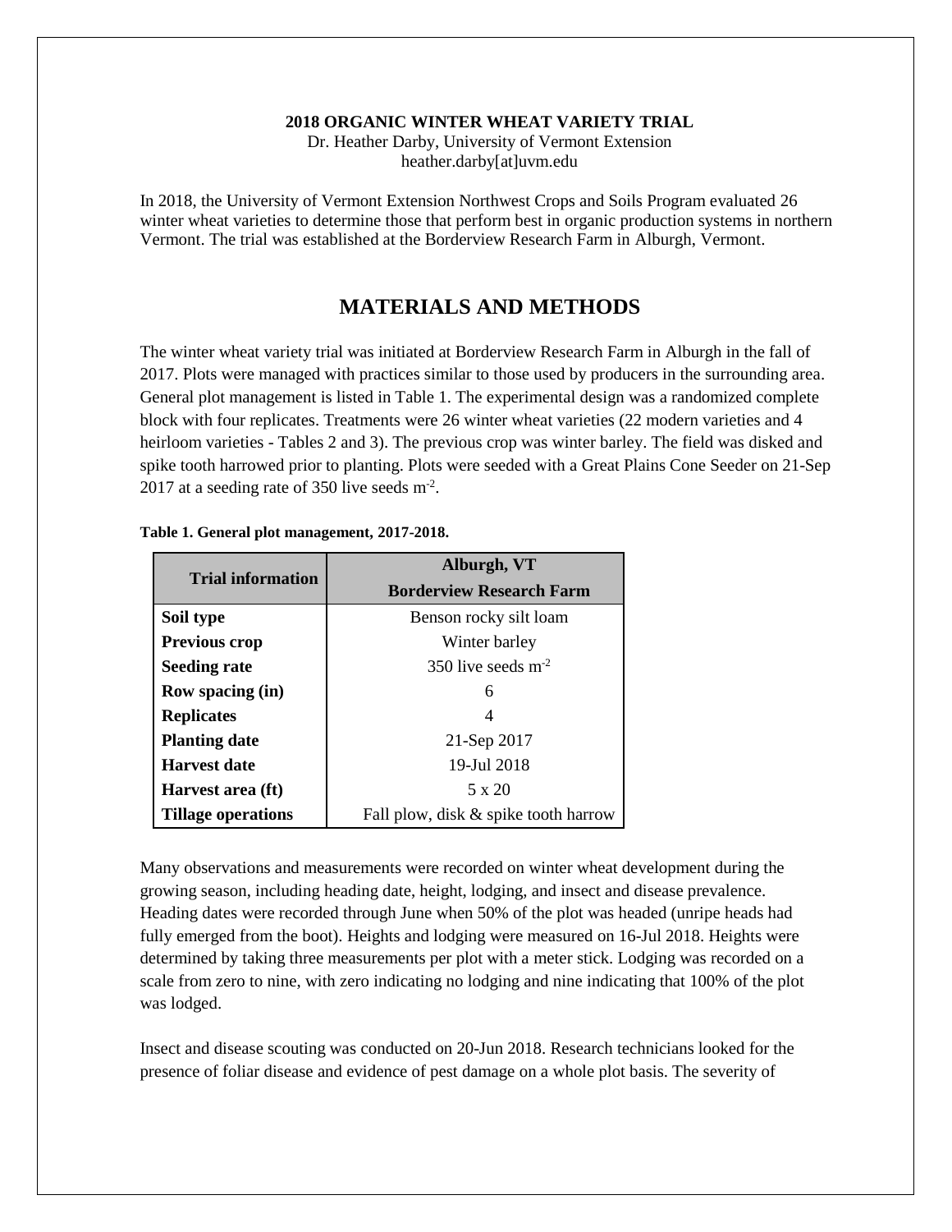**2018 ORGANIC WINTER WHEAT VARIETY TRIAL**

Dr. Heather Darby, University of Vermont Extension
heather.darby[at]uvm.edu

In 2018, the University of Vermont Extension Northwest Crops and Soils Program evaluated 26 winter wheat varieties to determine those that perform best in organic production systems in northern Vermont. The trial was established at the Borderview Research Farm in Alburgh, Vermont.

# MATERIALS AND METHODS

The winter wheat variety trial was initiated at Borderview Research Farm in Alburgh in the fall of 2017. Plots were managed with practices similar to those used by producers in the surrounding area. General plot management is listed in Table 1. The experimental design was a randomized complete block with four replicates. Treatments were 26 winter wheat varieties (22 modern varieties and 4 heirloom varieties - Tables 2 and 3). The previous crop was winter barley. The field was disked and spike tooth harrowed prior to planting. Plots were seeded with a Great Plains Cone Seeder on 21-Sep 2017 at a seeding rate of 350 live seeds $m^{-2}$.

**Table 1. General plot management, 2017-2018.**

| Trial information | Alburgh, VT Borderview Research Farm |
|---|---|
| **Soil type** | Benson rocky silt loam |
| **Previous crop** | Winter barley |
| **Seeding rate** | 350 live seeds $m^{-2}$ |
| **Row spacing (in)** | 6 |
| **Replicates** | 4 |
| **Planting date** | 21-Sep 2017 |
| **Harvest date** | 19-Jul 2018 |
| **Harvest area (ft)** | 5 x 20 |
| **Tillage operations** | Fall plow, disk & spike tooth harrow |

Many observations and measurements were recorded on winter wheat development during the growing season, including heading date, height, lodging, and insect and disease prevalence. Heading dates were recorded through June when 50% of the plot was headed (unripe heads had fully emerged from the boot). Heights and lodging were measured on 16-Jul 2018. Heights were determined by taking three measurements per plot with a meter stick. Lodging was recorded on a scale from zero to nine, with zero indicating no lodging and nine indicating that 100% of the plot was lodged.

Insect and disease scouting was conducted on 20-Jun 2018. Research technicians looked for the presence of foliar disease and evidence of pest damage on a whole plot basis. The severity of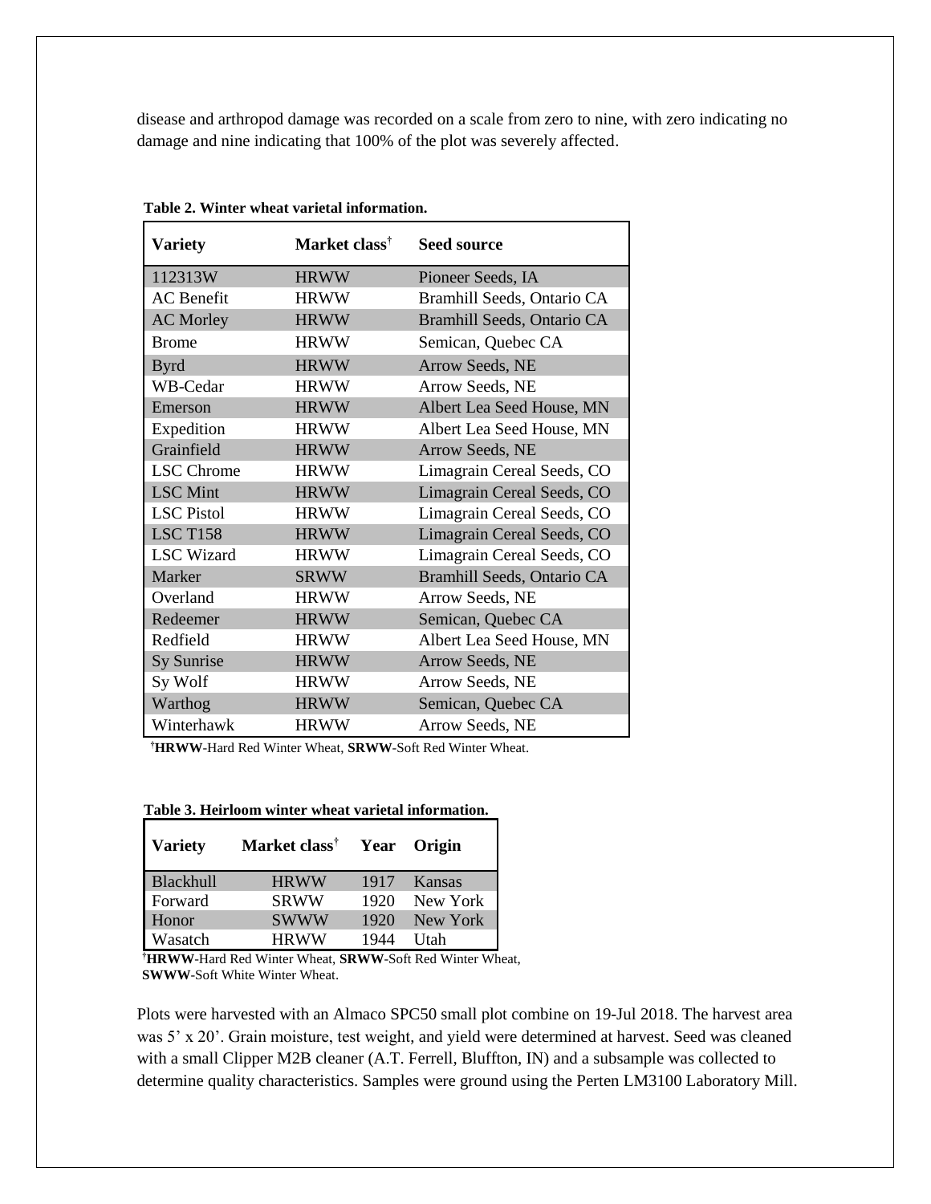disease and arthropod damage was recorded on a scale from zero to nine, with zero indicating no damage and nine indicating that 100% of the plot was severely affected.

**Table 2. Winter wheat varietal information.**

| Variety | Market class† | Seed source |
|---|---|---|
| 112313W | HRWW | Pioneer Seeds, IA |
| AC Benefit | HRWW | Bramhill Seeds, Ontario CA |
| AC Morley | HRWW | Bramhill Seeds, Ontario CA |
| Brome | HRWW | Semican, Quebec CA |
| Byrd | HRWW | Arrow Seeds, NE |
| WB-Cedar | HRWW | Arrow Seeds, NE |
| Emerson | HRWW | Albert Lea Seed House, MN |
| Expedition | HRWW | Albert Lea Seed House, MN |
| Grainfield | HRWW | Arrow Seeds, NE |
| LSC Chrome | HRWW | Limagrain Cereal Seeds, CO |
| LSC Mint | HRWW | Limagrain Cereal Seeds, CO |
| LSC Pistol | HRWW | Limagrain Cereal Seeds, CO |
| LSC T158 | HRWW | Limagrain Cereal Seeds, CO |
| LSC Wizard | HRWW | Limagrain Cereal Seeds, CO |
| Marker | SRWW | Bramhill Seeds, Ontario CA |
| Overland | HRWW | Arrow Seeds, NE |
| Redeemer | HRWW | Semican, Quebec CA |
| Redfield | HRWW | Albert Lea Seed House, MN |
| Sy Sunrise | HRWW | Arrow Seeds, NE |
| Sy Wolf | HRWW | Arrow Seeds, NE |
| Warthog | HRWW | Semican, Quebec CA |
| Winterhawk | HRWW | Arrow Seeds, NE |

†**HRWW**-Hard Red Winter Wheat, **SRWW**-Soft Red Winter Wheat.

**Table 3. Heirloom winter wheat varietal information.**

| Variety | Market class† | Year | Origin |
|---|---|---|---|
| Blackhull | HRWW | 1917 | Kansas |
| Forward | SRWW | 1920 | New York |
| Honor | SWWW | 1920 | New York |
| Wasatch | HRWW | 1944 | Utah |

†**HRWW**-Hard Red Winter Wheat, **SRWW**-Soft Red Winter Wheat, **SWWW**-Soft White Winter Wheat.

Plots were harvested with an Almaco SPC50 small plot combine on 19-Jul 2018. The harvest area was 5' x 20'. Grain moisture, test weight, and yield were determined at harvest. Seed was cleaned with a small Clipper M2B cleaner (A.T. Ferrell, Bluffton, IN) and a subsample was collected to determine quality characteristics. Samples were ground using the Perten LM3100 Laboratory Mill.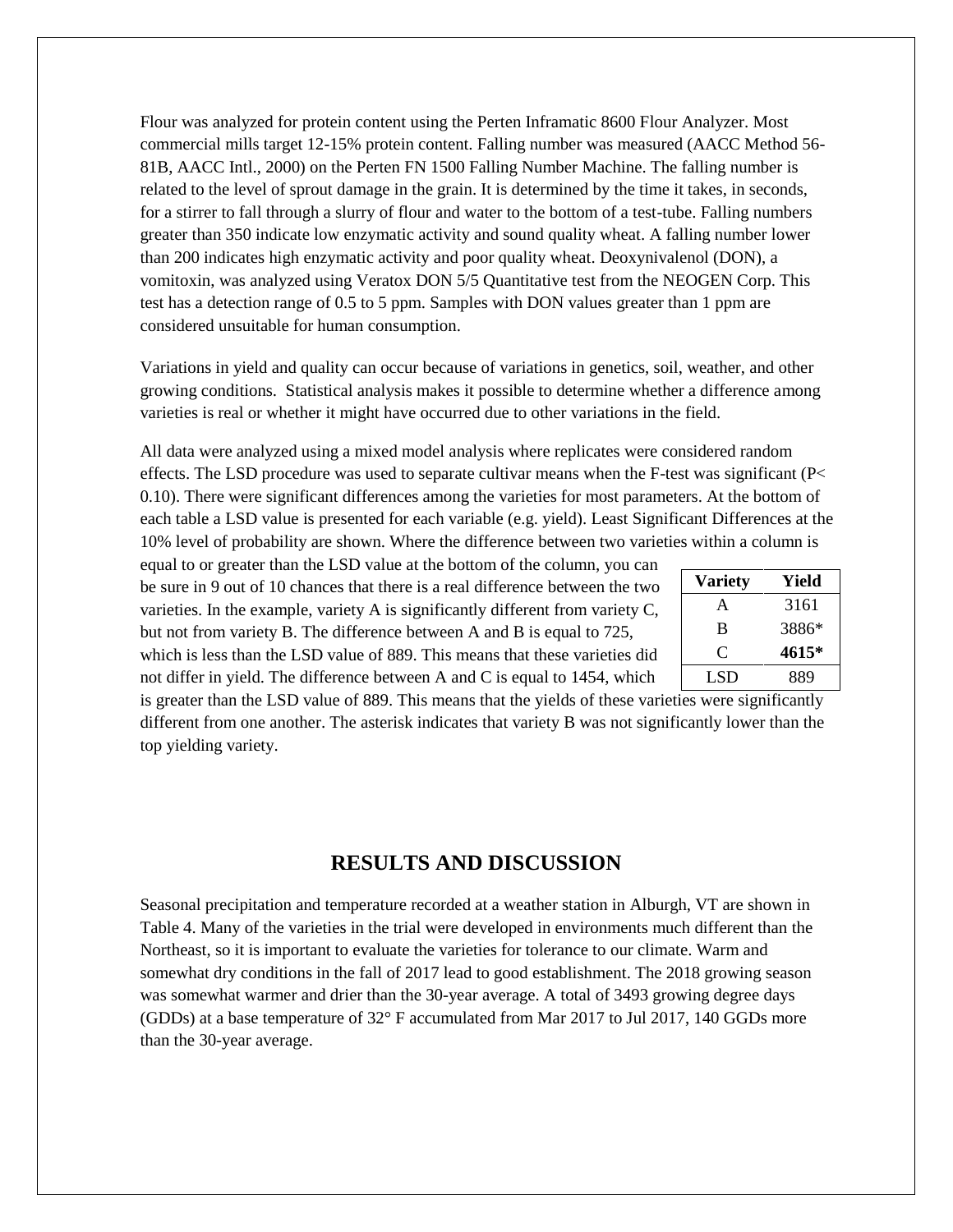Flour was analyzed for protein content using the Perten Inframatic 8600 Flour Analyzer. Most commercial mills target 12-15% protein content. Falling number was measured (AACC Method 56-81B, AACC Intl., 2000) on the Perten FN 1500 Falling Number Machine. The falling number is related to the level of sprout damage in the grain. It is determined by the time it takes, in seconds, for a stirrer to fall through a slurry of flour and water to the bottom of a test-tube. Falling numbers greater than 350 indicate low enzymatic activity and sound quality wheat. A falling number lower than 200 indicates high enzymatic activity and poor quality wheat. Deoxynivalenol (DON), a vomitoxin, was analyzed using Veratox DON 5/5 Quantitative test from the NEOGEN Corp. This test has a detection range of 0.5 to 5 ppm. Samples with DON values greater than 1 ppm are considered unsuitable for human consumption.

Variations in yield and quality can occur because of variations in genetics, soil, weather, and other growing conditions. Statistical analysis makes it possible to determine whether a difference among varieties is real or whether it might have occurred due to other variations in the field.

All data were analyzed using a mixed model analysis where replicates were considered random effects. The LSD procedure was used to separate cultivar means when the F-test was significant ($P < 0.10$). There were significant differences among the varieties for most parameters. At the bottom of each table a LSD value is presented for each variable (e.g. yield). Least Significant Differences at the 10% level of probability are shown. Where the difference between two varieties within a column is equal to or greater than the LSD value at the bottom of the column, you can be sure in 9 out of 10 chances that there is a real difference between the two varieties. In the example, variety A is significantly different from variety C, but not from variety B. The difference between A and B is equal to 725, which is less than the LSD value of 889. This means that these varieties did not differ in yield. The difference between A and C is equal to 1454, which is greater than the LSD value of 889. This means that the yields of these varieties were significantly different from one another. The asterisk indicates that variety B was not significantly lower than the top yielding variety.

| Variety | Yield |
|---|---|
| A | 3161 |
| B | 3886* |
| C | **4615*** |
| LSD | 889 |

## RESULTS AND DISCUSSION

Seasonal precipitation and temperature recorded at a weather station in Alburgh, VT are shown in Table 4. Many of the varieties in the trial were developed in environments much different than the Northeast, so it is important to evaluate the varieties for tolerance to our climate. Warm and somewhat dry conditions in the fall of 2017 lead to good establishment. The 2018 growing season was somewhat warmer and drier than the 30-year average. A total of 3493 growing degree days (GDDs) at a base temperature of 32° F accumulated from Mar 2017 to Jul 2017, 140 GGDs more than the 30-year average.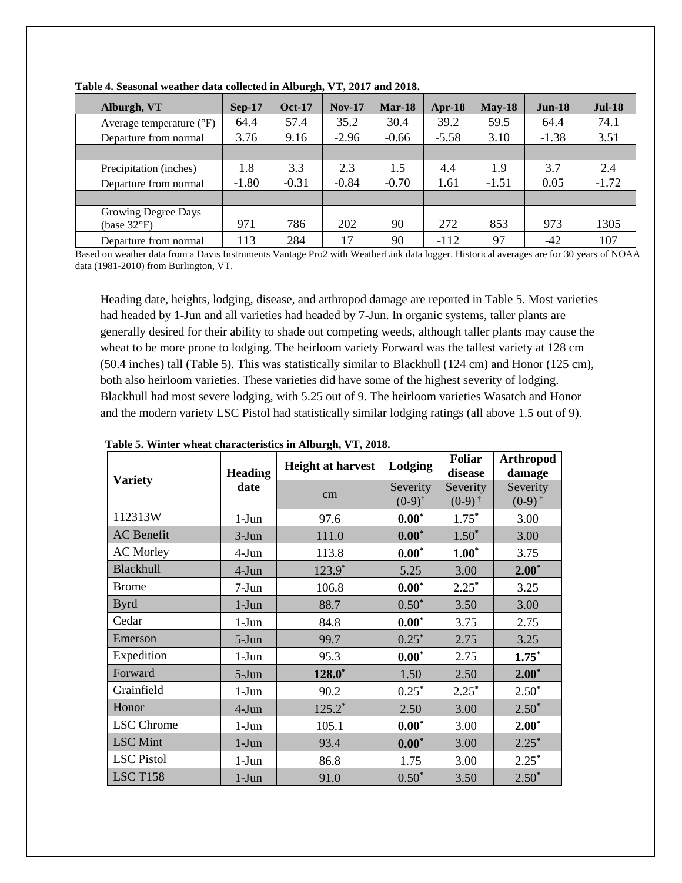**Table 4. Seasonal weather data collected in Alburgh, VT, 2017 and 2018.**

| Alburgh, VT | Sep-17 | Oct-17 | Nov-17 | Mar-18 | Apr-18 | May-18 | Jun-18 | Jul-18 |
|---|---|---|---|---|---|---|---|---|
| Average temperature (°F) | 64.4 | 57.4 | 35.2 | 30.4 | 39.2 | 59.5 | 64.4 | 74.1 |
| Departure from normal | 3.76 | 9.16 | -2.96 | -0.66 | -5.58 | 3.10 | -1.38 | 3.51 |
| | | | | | | | | |
| Precipitation (inches) | 1.8 | 3.3 | 2.3 | 1.5 | 4.4 | 1.9 | 3.7 | 2.4 |
| Departure from normal | -1.80 | -0.31 | -0.84 | -0.70 | 1.61 | -1.51 | 0.05 | -1.72 |
| | | | | | | | | |
| Growing Degree Days (base 32°F) | 971 | 786 | 202 | 90 | 272 | 853 | 973 | 1305 |
| Departure from normal | 113 | 284 | 17 | 90 | -112 | 97 | -42 | 107 |

Based on weather data from a Davis Instruments Vantage Pro2 with WeatherLink data logger. Historical averages are for 30 years of NOAA data (1981-2010) from Burlington, VT.

Heading date, heights, lodging, disease, and arthropod damage are reported in Table 5. Most varieties had headed by 1-Jun and all varieties had headed by 7-Jun. In organic systems, taller plants are generally desired for their ability to shade out competing weeds, although taller plants may cause the wheat to be more prone to lodging. The heirloom variety Forward was the tallest variety at 128 cm (50.4 inches) tall (Table 5). This was statistically similar to Blackhull (124 cm) and Honor (125 cm), both also heirloom varieties. These varieties did have some of the highest severity of lodging. Blackhull had most severe lodging, with 5.25 out of 9. The heirloom varieties Wasatch and Honor and the modern variety LSC Pistol had statistically similar lodging ratings (all above 1.5 out of 9).

**Table 5. Winter wheat characteristics in Alburgh, VT, 2018.**

| Variety | Heading date | Height at harvest | Lodging | Foliar disease | Arthropod damage |
|---|---|---|---|---|---|
| | | cm | Severity (0-9)† | Severity (0-9)† | Severity (0-9)† |
| 112313W | 1-Jun | 97.6 | **0.00*** | 1.75* | 3.00 |
| AC Benefit | 3-Jun | 111.0 | **0.00*** | 1.50* | 3.00 |
| AC Morley | 4-Jun | 113.8 | **0.00*** | **1.00*** | 3.75 |
| Blackhull | 4-Jun | 123.9* | 5.25 | 3.00 | **2.00*** |
| Brome | 7-Jun | 106.8 | **0.00*** | 2.25* | 3.25 |
| Byrd | 1-Jun | 88.7 | 0.50* | 3.50 | 3.00 |
| Cedar | 1-Jun | 84.8 | **0.00*** | 3.75 | 2.75 |
| Emerson | 5-Jun | 99.7 | 0.25* | 2.75 | 3.25 |
| Expedition | 1-Jun | 95.3 | **0.00*** | 2.75 | **1.75*** |
| Forward | 5-Jun | **128.0*** | 1.50 | 2.50 | **2.00*** |
| Grainfield | 1-Jun | 90.2 | 0.25* | 2.25* | 2.50* |
| Honor | 4-Jun | 125.2* | 2.50 | 3.00 | 2.50* |
| LSC Chrome | 1-Jun | 105.1 | **0.00*** | 3.00 | **2.00*** |
| LSC Mint | 1-Jun | 93.4 | **0.00*** | 3.00 | 2.25* |
| LSC Pistol | 1-Jun | 86.8 | 1.75 | 3.00 | 2.25* |
| LSC T158 | 1-Jun | 91.0 | 0.50* | 3.50 | 2.50* |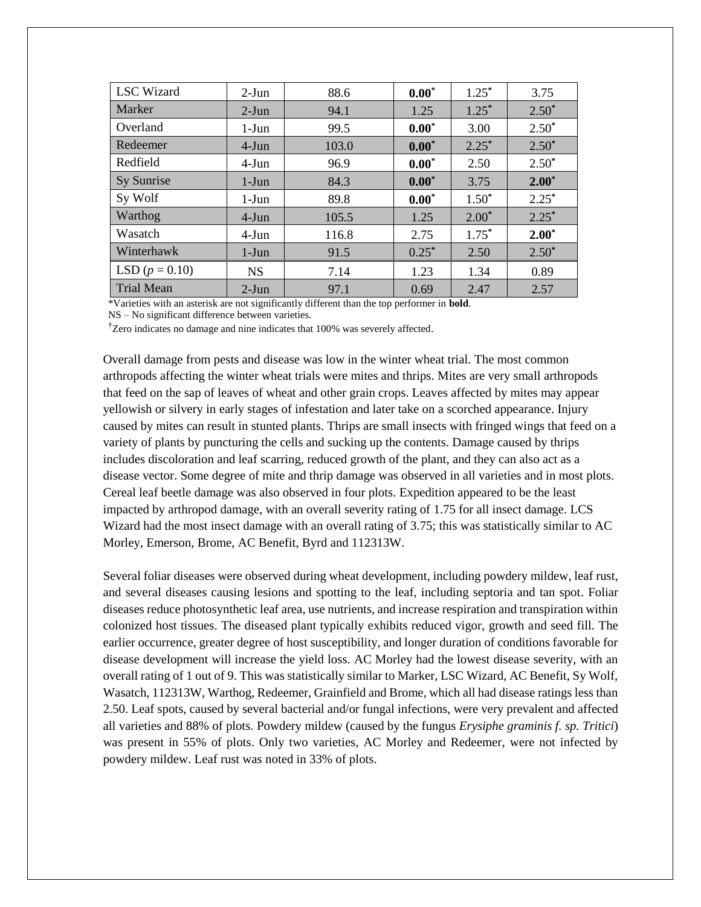| LSC Wizard | 2-Jun | 88.6 | **0.00*** | 1.25* | 3.75 |
|---|---|---|---|---|---|
| Marker | 2-Jun | 94.1 | 1.25 | 1.25* | 2.50* |
| Overland | 1-Jun | 99.5 | **0.00*** | 3.00 | 2.50* |
| Redeemer | 4-Jun | 103.0 | **0.00*** | 2.25* | 2.50* |
| Redfield | 4-Jun | 96.9 | **0.00*** | 2.50 | 2.50* |
| Sy Sunrise | 1-Jun | 84.3 | **0.00*** | 3.75 | **2.00*** |
| Sy Wolf | 1-Jun | 89.8 | **0.00*** | 1.50* | 2.25* |
| Warthog | 4-Jun | 105.5 | 1.25 | 2.00* | 2.25* |
| Wasatch | 4-Jun | 116.8 | 2.75 | 1.75* | **2.00*** |
| Winterhawk | 1-Jun | 91.5 | 0.25* | 2.50 | 2.50* |
| LSD ($p$ = 0.10) | NS | 7.14 | 1.23 | 1.34 | 0.89 |
| Trial Mean | 2-Jun | 97.1 | 0.69 | 2.47 | 2.57 |

*Varieties with an asterisk are not significantly different than the top performer in **bold**.

NS – No significant difference between varieties.

†Zero indicates no damage and nine indicates that 100% was severely affected.

Overall damage from pests and disease was low in the winter wheat trial. The most common arthropods affecting the winter wheat trials were mites and thrips. Mites are very small arthropods that feed on the sap of leaves of wheat and other grain crops. Leaves affected by mites may appear yellowish or silvery in early stages of infestation and later take on a scorched appearance. Injury caused by mites can result in stunted plants. Thrips are small insects with fringed wings that feed on a variety of plants by puncturing the cells and sucking up the contents. Damage caused by thrips includes discoloration and leaf scarring, reduced growth of the plant, and they can also act as a disease vector. Some degree of mite and thrip damage was observed in all varieties and in most plots. Cereal leaf beetle damage was also observed in four plots. Expedition appeared to be the least impacted by arthropod damage, with an overall severity rating of 1.75 for all insect damage. LCS Wizard had the most insect damage with an overall rating of 3.75; this was statistically similar to AC Morley, Emerson, Brome, AC Benefit, Byrd and 112313W.

Several foliar diseases were observed during wheat development, including powdery mildew, leaf rust, and several diseases causing lesions and spotting to the leaf, including septoria and tan spot. Foliar diseases reduce photosynthetic leaf area, use nutrients, and increase respiration and transpiration within colonized host tissues. The diseased plant typically exhibits reduced vigor, growth and seed fill. The earlier occurrence, greater degree of host susceptibility, and longer duration of conditions favorable for disease development will increase the yield loss. AC Morley had the lowest disease severity, with an overall rating of 1 out of 9. This was statistically similar to Marker, LSC Wizard, AC Benefit, Sy Wolf, Wasatch, 112313W, Warthog, Redeemer, Grainfield and Brome, which all had disease ratings less than 2.50. Leaf spots, caused by several bacterial and/or fungal infections, were very prevalent and affected all varieties and 88% of plots. Powdery mildew (caused by the fungus *Erysiphe graminis f. sp. Tritici*) was present in 55% of plots. Only two varieties, AC Morley and Redeemer, were not infected by powdery mildew. Leaf rust was noted in 33% of plots.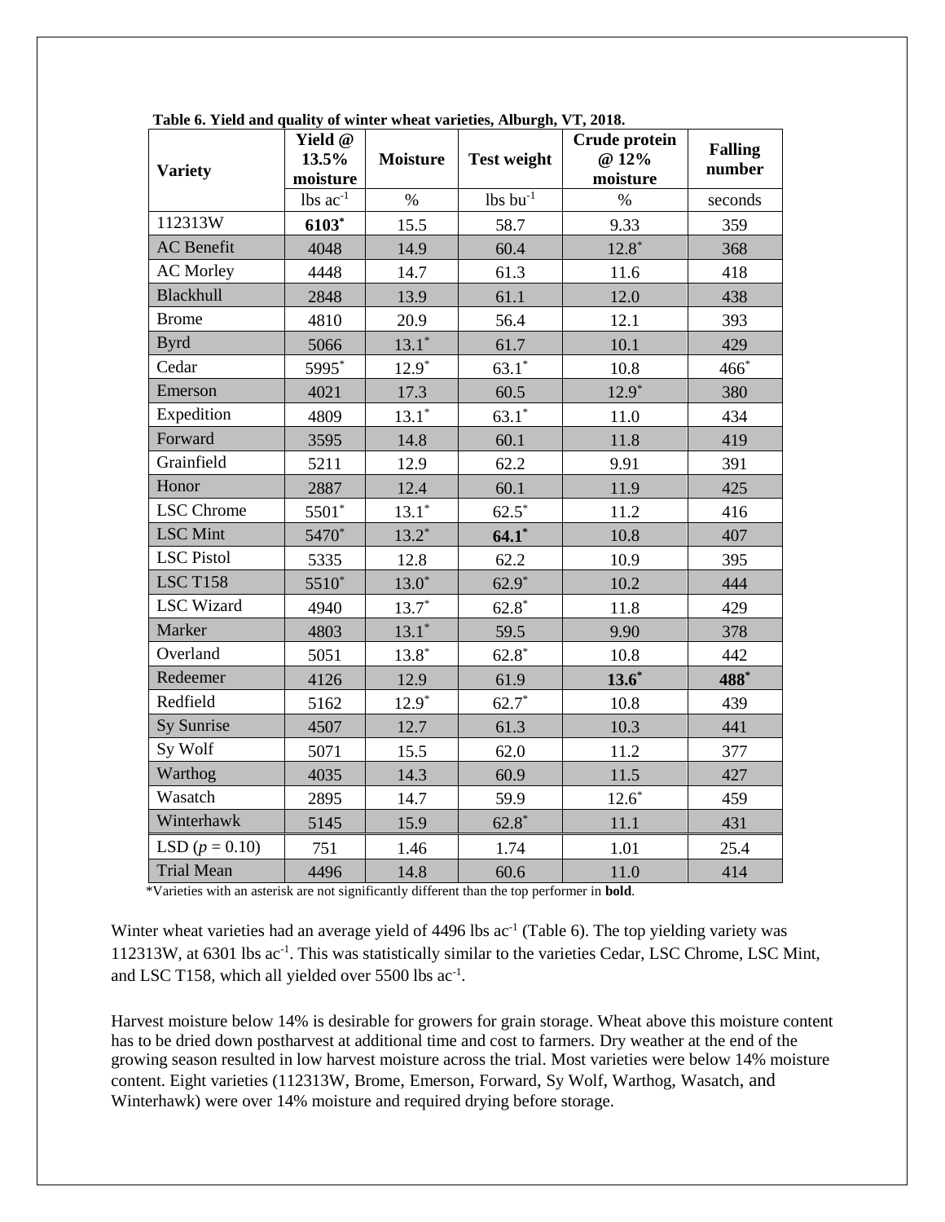**Table 6. Yield and quality of winter wheat varieties, Alburgh, VT, 2018.**

| Variety | Yield @ 13.5% moisture | Moisture | Test weight | Crude protein @ 12% moisture | Falling number |
|---|---|---|---|---|---|
| | lbs ac$^{-1}$ | % | lbs bu$^{-1}$ | % | seconds |
| 112313W | **6103*** | 15.5 | 58.7 | 9.33 | 359 |
| AC Benefit | 4048 | 14.9 | 60.4 | 12.8* | 368 |
| AC Morley | 4448 | 14.7 | 61.3 | 11.6 | 418 |
| Blackhull | 2848 | 13.9 | 61.1 | 12.0 | 438 |
| Brome | 4810 | 20.9 | 56.4 | 12.1 | 393 |
| Byrd | 5066 | 13.1* | 61.7 | 10.1 | 429 |
| Cedar | 5995* | 12.9* | 63.1* | 10.8 | 466* |
| Emerson | 4021 | 17.3 | 60.5 | 12.9* | 380 |
| Expedition | 4809 | 13.1* | 63.1* | 11.0 | 434 |
| Forward | 3595 | 14.8 | 60.1 | 11.8 | 419 |
| Grainfield | 5211 | 12.9 | 62.2 | 9.91 | 391 |
| Honor | 2887 | 12.4 | 60.1 | 11.9 | 425 |
| LSC Chrome | 5501* | 13.1* | 62.5* | 11.2 | 416 |
| LSC Mint | 5470* | 13.2* | **64.1*** | 10.8 | 407 |
| LSC Pistol | 5335 | 12.8 | 62.2 | 10.9 | 395 |
| LSC T158 | 5510* | 13.0* | 62.9* | 10.2 | 444 |
| LSC Wizard | 4940 | 13.7* | 62.8* | 11.8 | 429 |
| Marker | 4803 | 13.1* | 59.5 | 9.90 | 378 |
| Overland | 5051 | 13.8* | 62.8* | 10.8 | 442 |
| Redeemer | 4126 | 12.9 | 61.9 | **13.6*** | **488*** |
| Redfield | 5162 | 12.9* | 62.7* | 10.8 | 439 |
| Sy Sunrise | 4507 | 12.7 | 61.3 | 10.3 | 441 |
| Sy Wolf | 5071 | 15.5 | 62.0 | 11.2 | 377 |
| Warthog | 4035 | 14.3 | 60.9 | 11.5 | 427 |
| Wasatch | 2895 | 14.7 | 59.9 | 12.6* | 459 |
| Winterhawk | 5145 | 15.9 | 62.8* | 11.1 | 431 |
| LSD ($p$ = 0.10) | 751 | 1.46 | 1.74 | 1.01 | 25.4 |
| Trial Mean | 4496 | 14.8 | 60.6 | 11.0 | 414 |

*Varieties with an asterisk are not significantly different than the top performer in **bold**.

Winter wheat varieties had an average yield of 4496 lbs ac$^{-1}$ (Table 6). The top yielding variety was 112313W, at 6301 lbs ac$^{-1}$. This was statistically similar to the varieties Cedar, LSC Chrome, LSC Mint, and LSC T158, which all yielded over 5500 lbs ac$^{-1}$.

Harvest moisture below 14% is desirable for growers for grain storage. Wheat above this moisture content has to be dried down postharvest at additional time and cost to farmers. Dry weather at the end of the growing season resulted in low harvest moisture across the trial. Most varieties were below 14% moisture content. Eight varieties (112313W, Brome, Emerson, Forward, Sy Wolf, Warthog, Wasatch, and Winterhawk) were over 14% moisture and required drying before storage.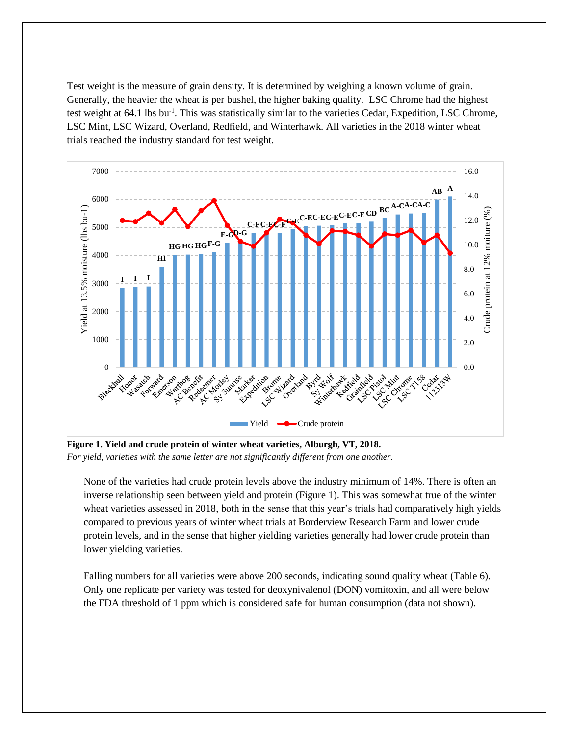Test weight is the measure of grain density. It is determined by weighing a known volume of grain. Generally, the heavier the wheat is per bushel, the higher baking quality. LSC Chrome had the highest test weight at 64.1 lbs bu$^{-1}$. This was statistically similar to the varieties Cedar, Expedition, LSC Chrome, LSC Mint, LSC Wizard, Overland, Redfield, and Winterhawk. All varieties in the 2018 winter wheat trials reached the industry standard for test weight.

**Figure 1. Yield and crude protein of winter wheat varieties, Alburgh, VT, 2018.**
*For yield, varieties with the same letter are not significantly different from one another.*

None of the varieties had crude protein levels above the industry minimum of 14%. There is often an inverse relationship seen between yield and protein (Figure 1). This was somewhat true of the winter wheat varieties assessed in 2018, both in the sense that this year's trials had comparatively high yields compared to previous years of winter wheat trials at Borderview Research Farm and lower crude protein levels, and in the sense that higher yielding varieties generally had lower crude protein than lower yielding varieties.

Falling numbers for all varieties were above 200 seconds, indicating sound quality wheat (Table 6). Only one replicate per variety was tested for deoxynivalenol (DON) vomitoxin, and all were below the FDA threshold of 1 ppm which is considered safe for human consumption (data not shown).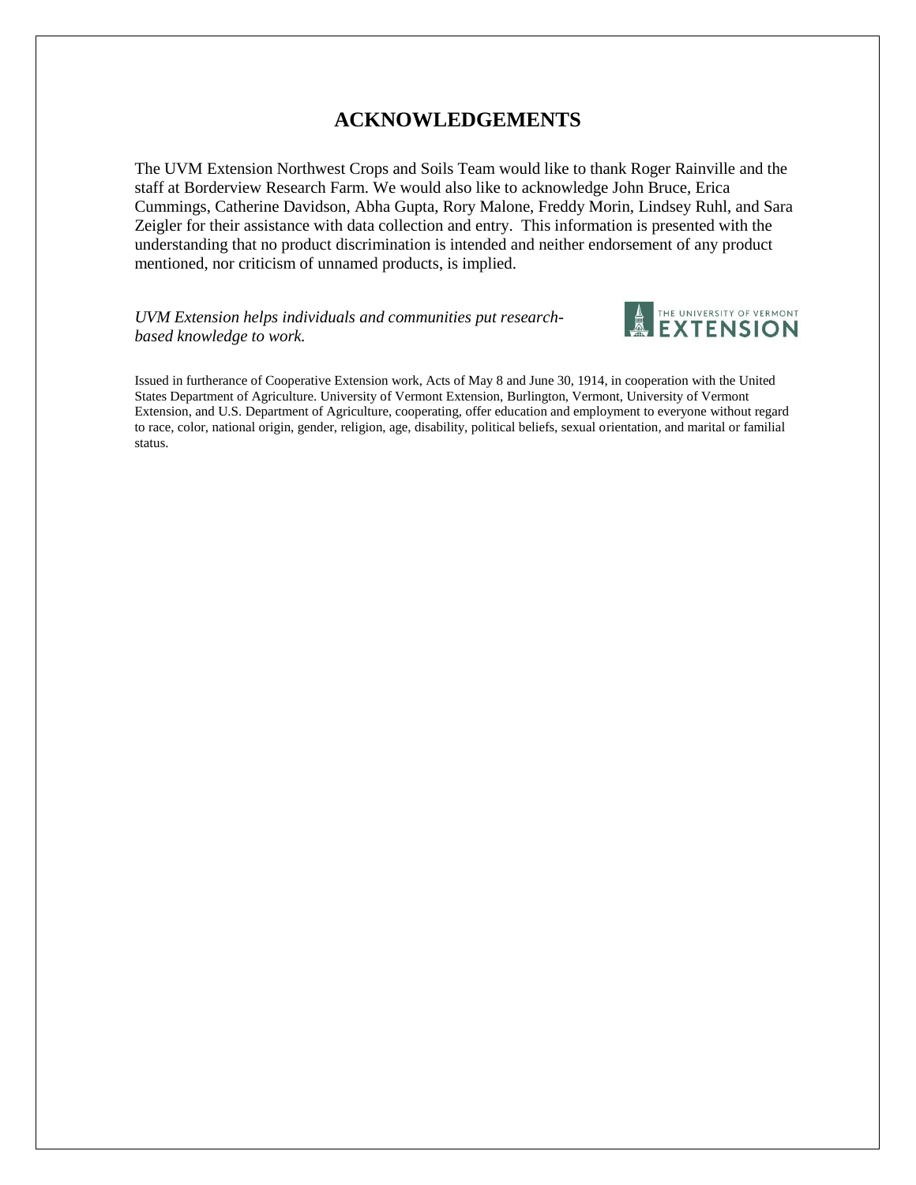# ACKNOWLEDGEMENTS

The UVM Extension Northwest Crops and Soils Team would like to thank Roger Rainville and the staff at Borderview Research Farm. We would also like to acknowledge John Bruce, Erica Cummings, Catherine Davidson, Abha Gupta, Rory Malone, Freddy Morin, Lindsey Ruhl, and Sara Zeigler for their assistance with data collection and entry. This information is presented with the understanding that no product discrimination is intended and neither endorsement of any product mentioned, nor criticism of unnamed products, is implied.

*UVM Extension helps individuals and communities put research-based knowledge to work.*

THE UNIVERSITY OF VERMONT EXTENSION

Issued in furtherance of Cooperative Extension work, Acts of May 8 and June 30, 1914, in cooperation with the United States Department of Agriculture. University of Vermont Extension, Burlington, Vermont, University of Vermont Extension, and U.S. Department of Agriculture, cooperating, offer education and employment to everyone without regard to race, color, national origin, gender, religion, age, disability, political beliefs, sexual orientation, and marital or familial status.